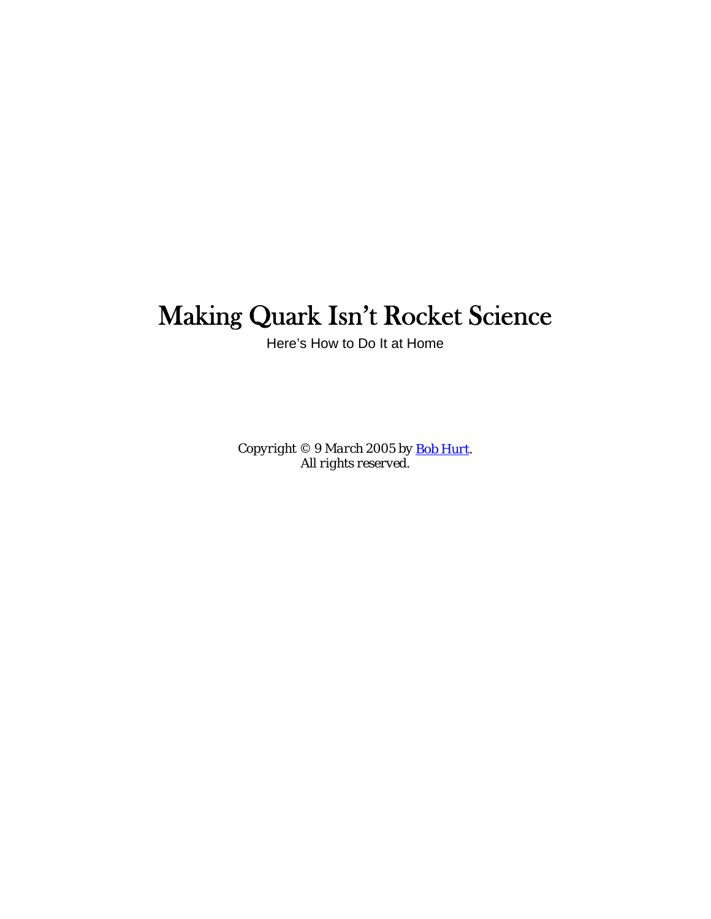# Making Quark Isn't Rocket Science

Here's How to Do It at Home

*Copyright © 9 March 2005 by [Bob Hurt](#).*
*All rights reserved.*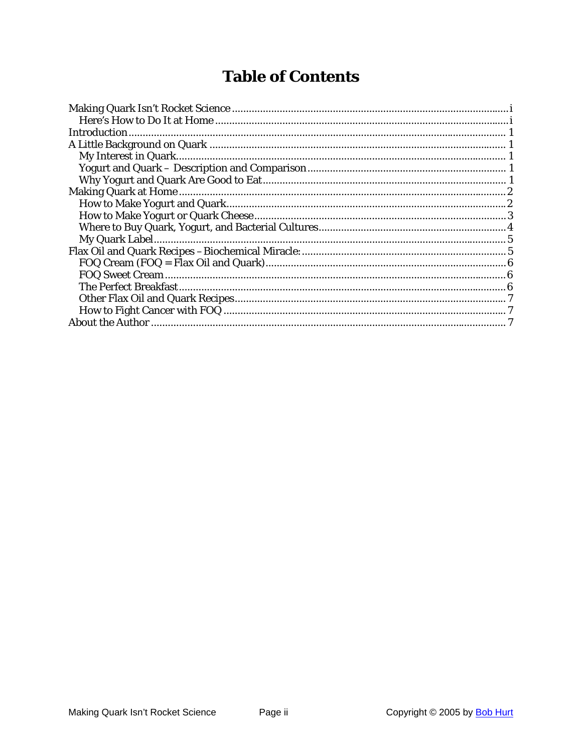# Table of Contents

- Making Quark Isn't Rocket Science ..... i
  - Here's How to Do It at Home ..... i
- Introduction ..... 1
- A Little Background on Quark ..... 1
  - My Interest in Quark ..... 1
  - Yogurt and Quark – Description and Comparison ..... 1
  - Why Yogurt and Quark Are Good to Eat ..... 1
- Making Quark at Home ..... 2
  - How to Make Yogurt and Quark ..... 2
  - How to Make Yogurt or Quark Cheese ..... 3
  - Where to Buy Quark, Yogurt, and Bacterial Cultures ..... 4
  - My Quark Label ..... 5
- Flax Oil and Quark Recipes – Biochemical Miracle: ..... 5
  - FOQ Cream (FOQ = Flax Oil and Quark) ..... 6
  - FOQ Sweet Cream ..... 6
  - The Perfect Breakfast ..... 6
  - Other Flax Oil and Quark Recipes ..... 7
  - How to Fight Cancer with FOQ ..... 7
- About the Author ..... 7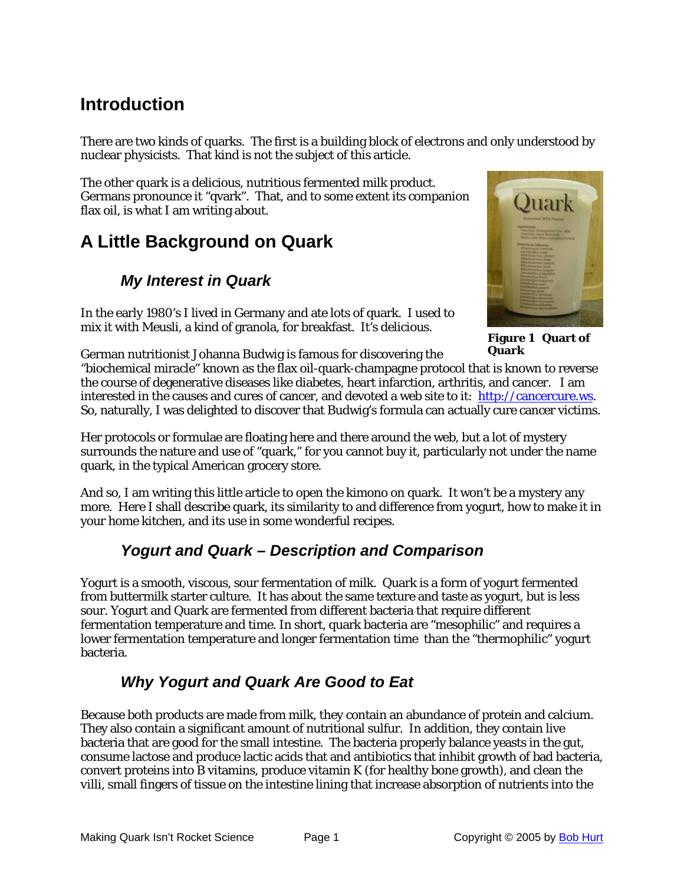# Introduction

There are two kinds of quarks. The first is a building block of electrons and only understood by nuclear physicists. That kind is not the subject of this article.

The other quark is a delicious, nutritious fermented milk product. Germans pronounce it "qvark". That, and to some extent its companion flax oil, is what I am writing about.

# A Little Background on Quark

## *My Interest in Quark*

In the early 1980's I lived in Germany and ate lots of quark. I used to mix it with Meusli, a kind of granola, for breakfast. It's delicious.

**Figure 1 Quart of Quark**

German nutritionist Johanna Budwig is famous for discovering the "biochemical miracle" known as the flax oil-quark-champagne protocol that is known to reverse the course of degenerative diseases like diabetes, heart infarction, arthritis, and cancer. I am interested in the causes and cures of cancer, and devoted a web site to it: http://cancercure.ws. So, naturally, I was delighted to discover that Budwig's formula can actually cure cancer victims.

Her protocols or formulae are floating here and there around the web, but a lot of mystery surrounds the nature and use of "quark," for you cannot buy it, particularly not under the name quark, in the typical American grocery store.

And so, I am writing this little article to open the kimono on quark. It won't be a mystery any more. Here I shall describe quark, its similarity to and difference from yogurt, how to make it in your home kitchen, and its use in some wonderful recipes.

## *Yogurt and Quark – Description and Comparison*

Yogurt is a smooth, viscous, sour fermentation of milk. Quark is a form of yogurt fermented from buttermilk starter culture. It has about the same texture and taste as yogurt, but is less sour. Yogurt and Quark are fermented from different bacteria that require different fermentation temperature and time. In short, quark bacteria are "mesophilic" and requires a lower fermentation temperature and longer fermentation time than the "thermophilic" yogurt bacteria.

## *Why Yogurt and Quark Are Good to Eat*

Because both products are made from milk, they contain an abundance of protein and calcium. They also contain a significant amount of nutritional sulfur. In addition, they contain live bacteria that are good for the small intestine. The bacteria properly balance yeasts in the gut, consume lactose and produce lactic acids that and antibiotics that inhibit growth of bad bacteria, convert proteins into B vitamins, produce vitamin K (for healthy bone growth), and clean the villi, small fingers of tissue on the intestine lining that increase absorption of nutrients into the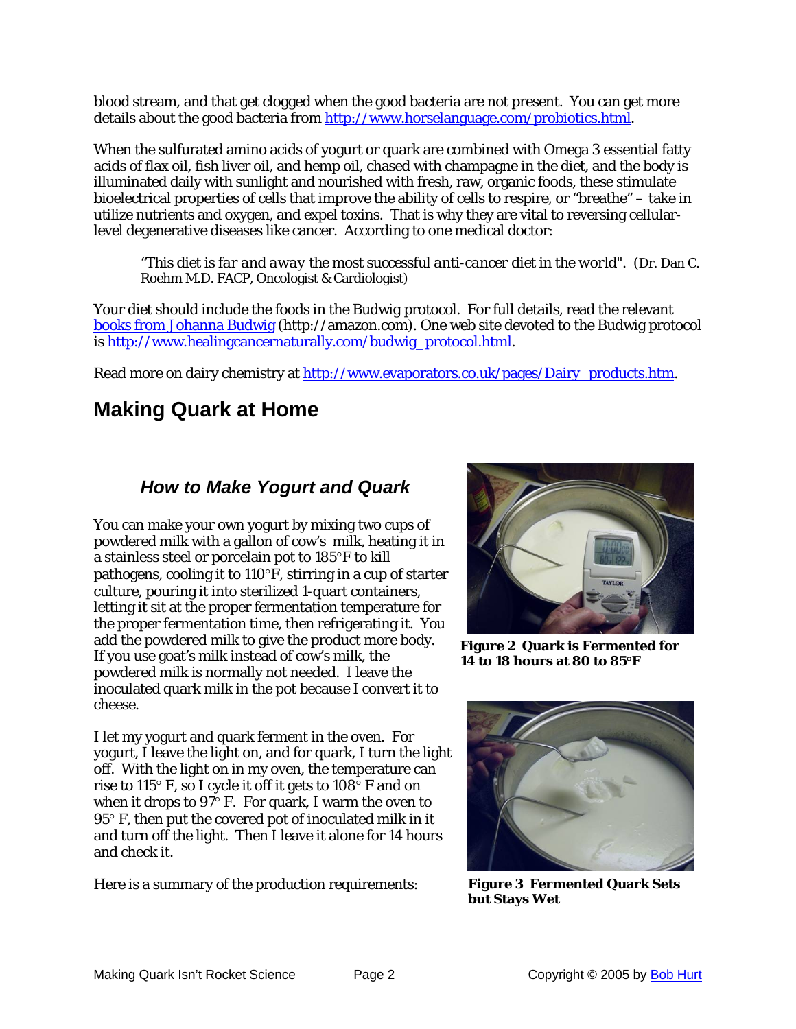blood stream, and that get clogged when the good bacteria are not present. You can get more details about the good bacteria from http://www.horselanguage.com/probiotics.html.

When the sulfurated amino acids of yogurt or quark are combined with Omega 3 essential fatty acids of flax oil, fish liver oil, and hemp oil, chased with champagne in the diet, and the body is illuminated daily with sunlight and nourished with fresh, raw, organic foods, these stimulate bioelectrical properties of cells that improve the ability of cells to respire, or "breathe" – take in utilize nutrients and oxygen, and expel toxins. That is why they are vital to reversing cellular-level degenerative diseases like cancer. According to one medical doctor:

> "This diet is *far and away* the most successful *anti-cancer* diet in the world". (Dr. Dan C. Roehm M.D. FACP, Oncologist & Cardiologist)

Your diet should include the foods in the Budwig protocol. For full details, read the relevant books from Johanna Budwig (http://amazon.com). One web site devoted to the Budwig protocol is http://www.healingcancernaturally.com/budwig_protocol.html.

Read more on dairy chemistry at http://www.evaporators.co.uk/pages/Dairy_products.htm.

## Making Quark at Home

### *How to Make Yogurt and Quark*

You can make your own yogurt by mixing two cups of powdered milk with a gallon of cow's milk, heating it in a stainless steel or porcelain pot to 185°F to kill pathogens, cooling it to 110°F, stirring in a cup of starter culture, pouring it into sterilized 1-quart containers, letting it sit at the proper fermentation temperature for the proper fermentation time, then refrigerating it. You add the powdered milk to give the product more body. If you use goat's milk instead of cow's milk, the powdered milk is normally not needed. I leave the inoculated quark milk in the pot because I convert it to cheese.

**Figure 2 Quark is Fermented for 14 to 18 hours at 80 to 85°F**

I let my yogurt and quark ferment in the oven. For yogurt, I leave the light on, and for quark, I turn the light off. With the light on in my oven, the temperature can rise to 115° F, so I cycle it off it gets to 108° F and on when it drops to 97° F. For quark, I warm the oven to 95° F, then put the covered pot of inoculated milk in it and turn off the light. Then I leave it alone for 14 hours and check it.

**Figure 3 Fermented Quark Sets but Stays Wet**

Here is a summary of the production requirements: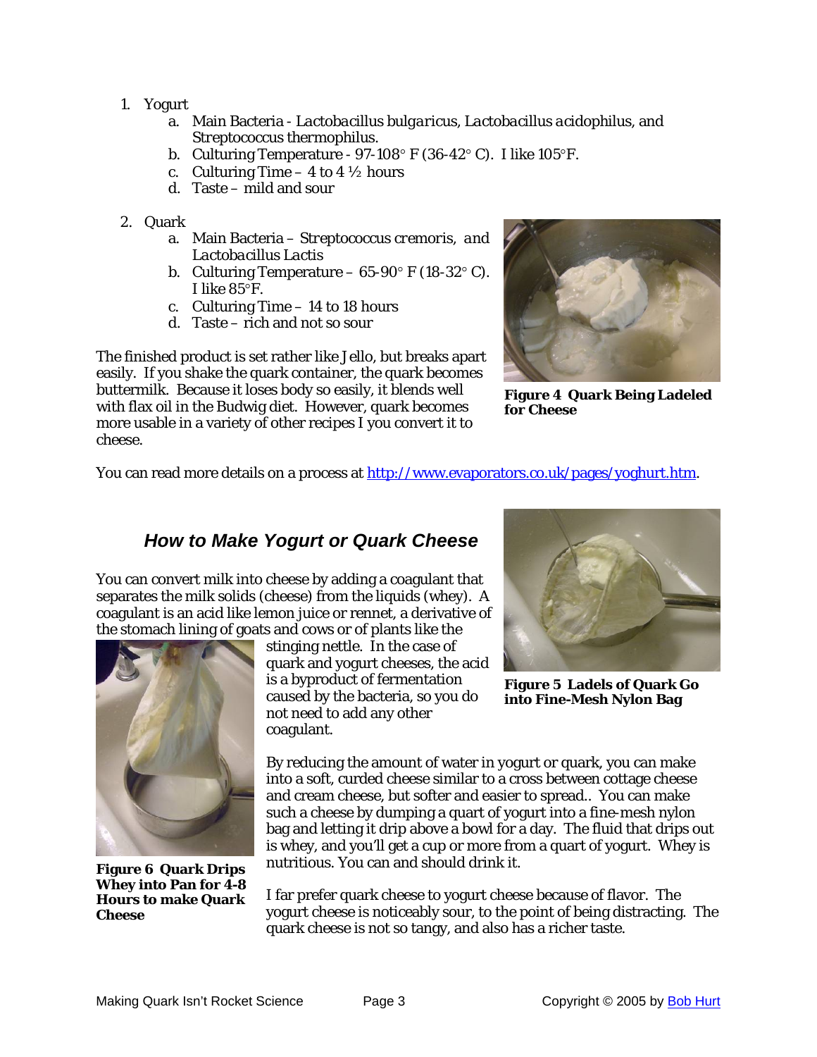1. Yogurt
   a. Main Bacteria - *Lactobacillus bulgaricus*, *Lactobacillus acidophilus*, and *Streptococcus thermophilus.*
   b. Culturing Temperature - 97-108° F (36-42° C). I like 105°F.
   c. Culturing Time – 4 to 4 ½ hours
   d. Taste – mild and sour

2. Quark
   a. Main Bacteria – *Streptococcus cremoris, and Lactobacillus Lactis*
   b. Culturing Temperature – 65-90° F (18-32° C). I like 85°F.
   c. Culturing Time – 14 to 18 hours
   d. Taste – rich and not so sour

The finished product is set rather like Jello, but breaks apart easily. If you shake the quark container, the quark becomes buttermilk. Because it loses body so easily, it blends well with flax oil in the Budwig diet. However, quark becomes more usable in a variety of other recipes I you convert it to cheese.

**Figure 4 Quark Being Ladeled for Cheese**

You can read more details on a process at http://www.evaporators.co.uk/pages/yoghurt.htm.

## *How to Make Yogurt or Quark Cheese*

You can convert milk into cheese by adding a coagulant that separates the milk solids (cheese) from the liquids (whey). A coagulant is an acid like lemon juice or rennet, a derivative of the stomach lining of goats and cows or of plants like the stinging nettle. In the case of quark and yogurt cheeses, the acid is a byproduct of fermentation caused by the bacteria, so you do not need to add any other coagulant.

**Figure 5 Ladels of Quark Go into Fine-Mesh Nylon Bag**

By reducing the amount of water in yogurt or quark, you can make into a soft, curded cheese similar to a cross between cottage cheese and cream cheese, but softer and easier to spread.. You can make such a cheese by dumping a quart of yogurt into a fine-mesh nylon bag and letting it drip above a bowl for a day. The fluid that drips out is whey, and you'll get a cup or more from a quart of yogurt. Whey is nutritious. You can and should drink it.

**Figure 6 Quark Drips Whey into Pan for 4-8 Hours to make Quark Cheese**

I far prefer quark cheese to yogurt cheese because of flavor. The yogurt cheese is noticeably sour, to the point of being distracting. The quark cheese is not so tangy, and also has a richer taste.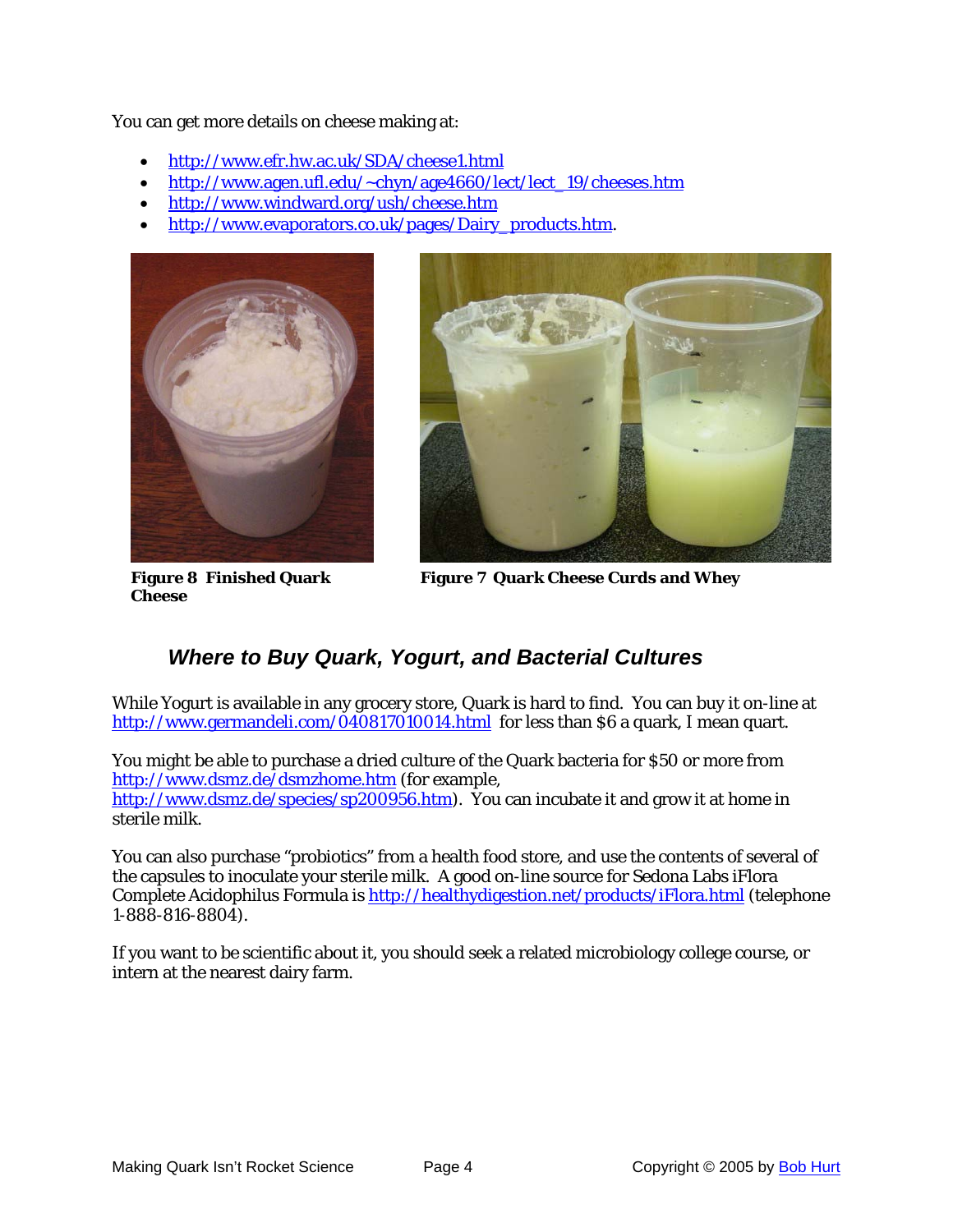You can get more details on cheese making at:

- http://www.efr.hw.ac.uk/SDA/cheese1.html
- http://www.agen.ufl.edu/~chyn/age4660/lect/lect_19/cheeses.htm
- http://www.windward.org/ush/cheese.htm
- http://www.evaporators.co.uk/pages/Dairy_products.htm.

**Figure 8 Finished Quark Cheese**

**Figure 7 Quark Cheese Curds and Whey**

## *Where to Buy Quark, Yogurt, and Bacterial Cultures*

While Yogurt is available in any grocery store, Quark is hard to find. You can buy it on-line at http://www.germandeli.com/040817010014.html for less than $6 a quark, I mean quart.

You might be able to purchase a dried culture of the Quark bacteria for $50 or more from http://www.dsmz.de/dsmzhome.htm (for example, http://www.dsmz.de/species/sp200956.htm). You can incubate it and grow it at home in sterile milk.

You can also purchase "probiotics" from a health food store, and use the contents of several of the capsules to inoculate your sterile milk. A good on-line source for Sedona Labs iFlora Complete Acidophilus Formula is http://healthydigestion.net/products/iFlora.html (telephone 1-888-816-8804).

If you want to be scientific about it, you should seek a related microbiology college course, or intern at the nearest dairy farm.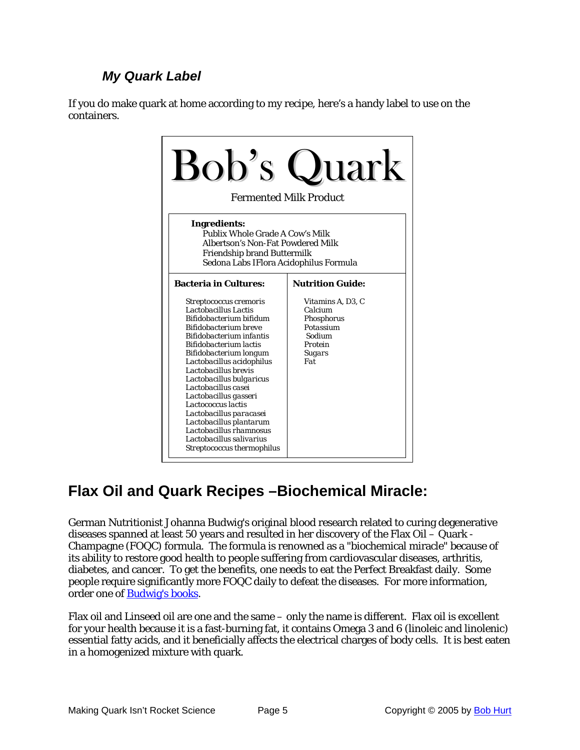### *My Quark Label*

If you do make quark at home according to my recipe, here's a handy label to use on the containers.

# Bob's Quark

Fermented Milk Product

**Ingredients:**
Publix Whole Grade A Cow's Milk
Albertson's Non-Fat Powdered Milk
Friendship brand Buttermilk
Sedona Labs IFlora Acidophilus Formula

| **Bacteria in Cultures:** | **Nutrition Guide:** |
|---|---|
| Streptococcus cremoris<br>Lactobacillus Lactis<br>Bifidobacterium bifidum<br>Bifidobacterium breve<br>Bifidobacterium infantis<br>Bifidobacterium lactis<br>Bifidobacterium longum<br>Lactobacillus acidophilus<br>Lactobacillus brevis<br>Lactobacillus bulgaricus<br>Lactobacillus casei<br>Lactobacillus gasseri<br>Lactococcus lactis<br>Lactobacillus paracasei<br>Lactobacillus plantarum<br>Lactobacillus rhamnosus<br>Lactobacillus salivarius<br>Streptococcus thermophilus | Vitamins A, D3, C<br>Calcium<br>Phosphorus<br>Potassium<br>Sodium<br>Protein<br>Sugars<br>Fat |

## Flax Oil and Quark Recipes –Biochemical Miracle:

German Nutritionist Johanna Budwig's original blood research related to curing degenerative diseases spanned at least 50 years and resulted in her discovery of the Flax Oil – Quark - Champagne (FOQC) formula. The formula is renowned as a "biochemical miracle" because of its ability to restore good health to people suffering from cardiovascular diseases, arthritis, diabetes, and cancer. To get the benefits, one needs to eat the Perfect Breakfast daily. Some people require significantly more FOQC daily to defeat the diseases. For more information, order one of [Budwig's books](Budwig's books).

Flax oil and Linseed oil are one and the same – only the name is different. Flax oil is excellent for your health because it is a fast-burning fat, it contains Omega 3 and 6 (linoleic and linolenic) essential fatty acids, and it beneficially affects the electrical charges of body cells. It is best eaten in a homogenized mixture with quark.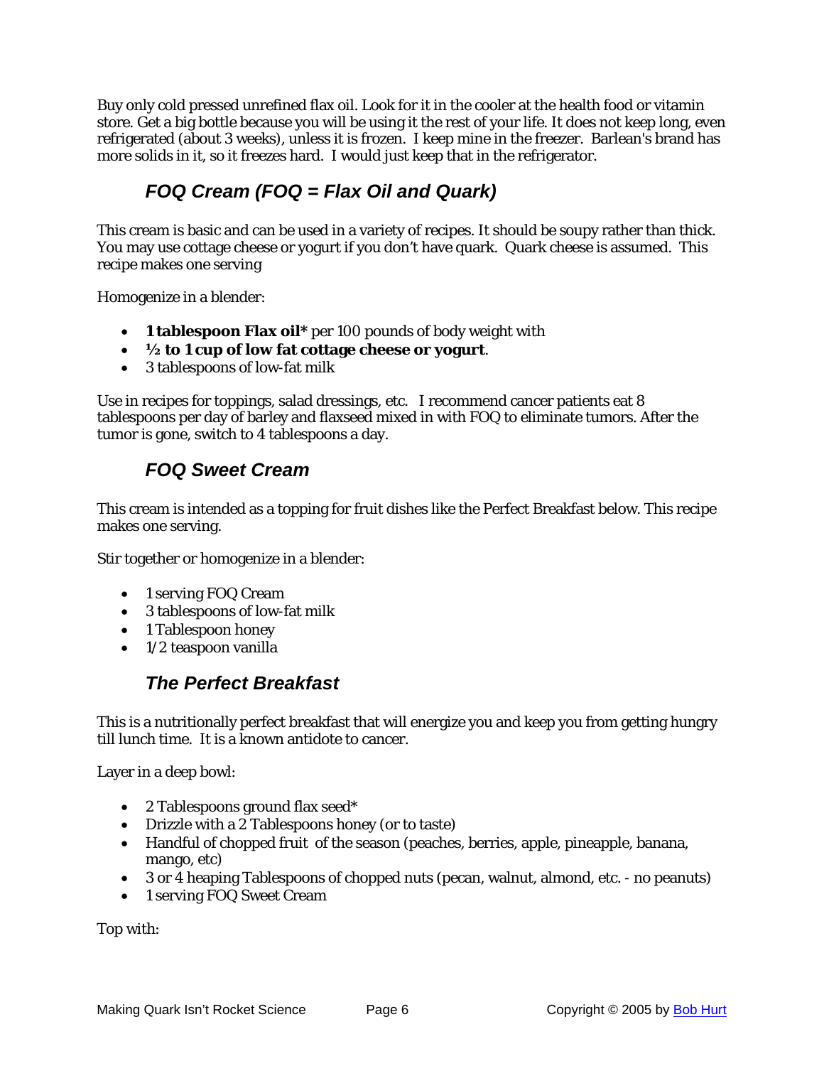Buy only cold pressed unrefined flax oil. Look for it in the cooler at the health food or vitamin store. Get a big bottle because you will be using it the rest of your life. It does not keep long, even refrigerated (about 3 weeks), unless it is frozen. I keep mine in the freezer. Barlean's brand has more solids in it, so it freezes hard. I would just keep that in the refrigerator.

## *FOQ Cream (FOQ = Flax Oil and Quark)*

This cream is basic and can be used in a variety of recipes. It should be soupy rather than thick. You may use cottage cheese or yogurt if you don't have quark. Quark cheese is assumed. This recipe makes one serving

Homogenize in a blender:

- **1 tablespoon Flax oil*** per 100 pounds of body weight with
- **½ to 1 cup of low fat cottage cheese or yogurt**.
- 3 tablespoons of low-fat milk

Use in recipes for toppings, salad dressings, etc. I recommend cancer patients eat 8 tablespoons per day of barley and flaxseed mixed in with FOQ to eliminate tumors. After the tumor is gone, switch to 4 tablespoons a day.

## *FOQ Sweet Cream*

This cream is intended as a topping for fruit dishes like the Perfect Breakfast below. This recipe makes one serving.

Stir together or homogenize in a blender:

- 1 serving FOQ Cream
- 3 tablespoons of low-fat milk
- 1 Tablespoon honey
- 1/2 teaspoon vanilla

## *The Perfect Breakfast*

This is a nutritionally perfect breakfast that will energize you and keep you from getting hungry till lunch time. It is a known antidote to cancer.

Layer in a deep bowl:

- 2 Tablespoons ground flax seed*
- Drizzle with a 2 Tablespoons honey (or to taste)
- Handful of chopped fruit of the season (peaches, berries, apple, pineapple, banana, mango, etc)
- 3 or 4 heaping Tablespoons of chopped nuts (pecan, walnut, almond, etc. - no peanuts)
- 1 serving FOQ Sweet Cream

Top with: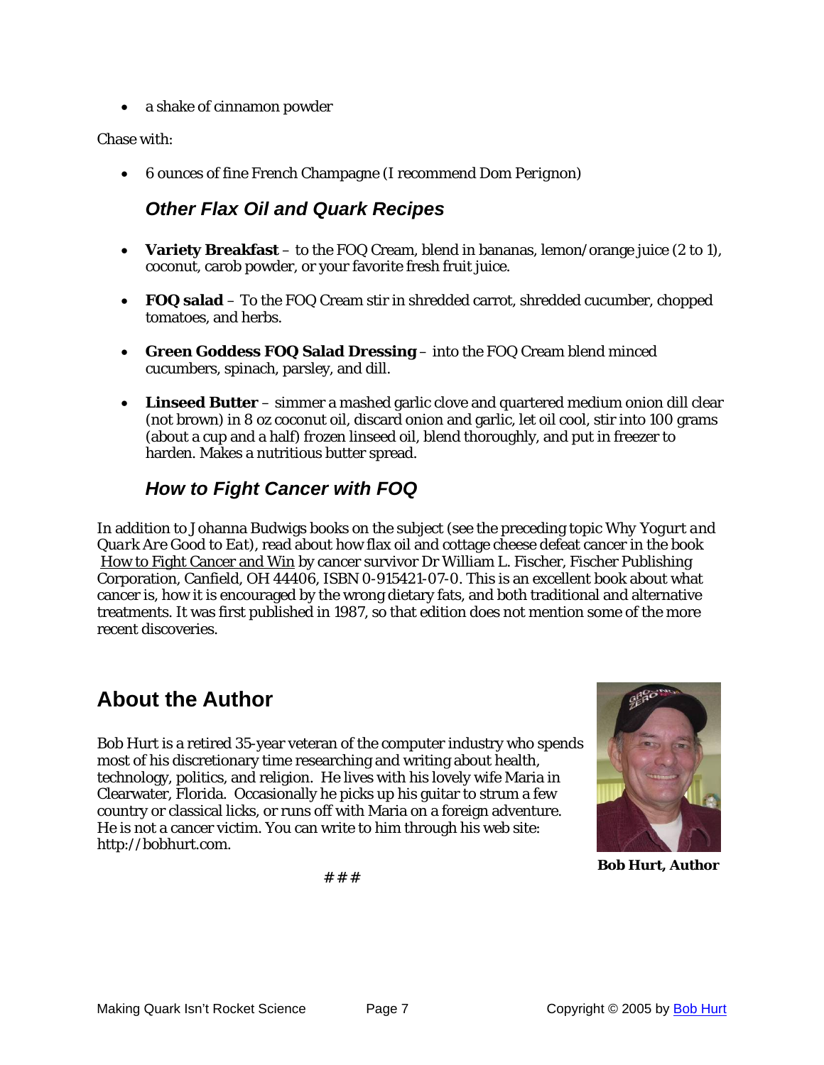- a shake of cinnamon powder

Chase with:

- 6 ounces of fine French Champagne (I recommend Dom Perignon)

### *Other Flax Oil and Quark Recipes*

- **Variety Breakfast** – to the FOQ Cream, blend in bananas, lemon/orange juice (2 to 1), coconut, carob powder, or your favorite fresh fruit juice.

- **FOQ salad** – To the FOQ Cream stir in shredded carrot, shredded cucumber, chopped tomatoes, and herbs.

- **Green Goddess FOQ Salad Dressing** – into the FOQ Cream blend minced cucumbers, spinach, parsley, and dill.

- **Linseed Butter** – simmer a mashed garlic clove and quartered medium onion dill clear (not brown) in 8 oz coconut oil, discard onion and garlic, let oil cool, stir into 100 grams (about a cup and a half) frozen linseed oil, blend thoroughly, and put in freezer to harden. Makes a nutritious butter spread.

### *How to Fight Cancer with FOQ*

In addition to Johanna Budwigs books on the subject (see the preceding topic *Why Yogurt and Quark Are Good to Eat*), read about how flax oil and cottage cheese defeat cancer in the book How to Fight Cancer and Win by cancer survivor Dr William L. Fischer, Fischer Publishing Corporation, Canfield, OH 44406, ISBN 0-915421-07-0. This is an excellent book about what cancer is, how it is encouraged by the wrong dietary fats, and both traditional and alternative treatments. It was first published in 1987, so that edition does not mention some of the more recent discoveries.

## About the Author

Bob Hurt is a retired 35-year veteran of the computer industry who spends most of his discretionary time researching and writing about health, technology, politics, and religion. He lives with his lovely wife Maria in Clearwater, Florida. Occasionally he picks up his guitar to strum a few country or classical licks, or runs off with Maria on a foreign adventure. He is not a cancer victim. You can write to him through his web site: http://bobhurt.com.

**Bob Hurt, Author**

# # #